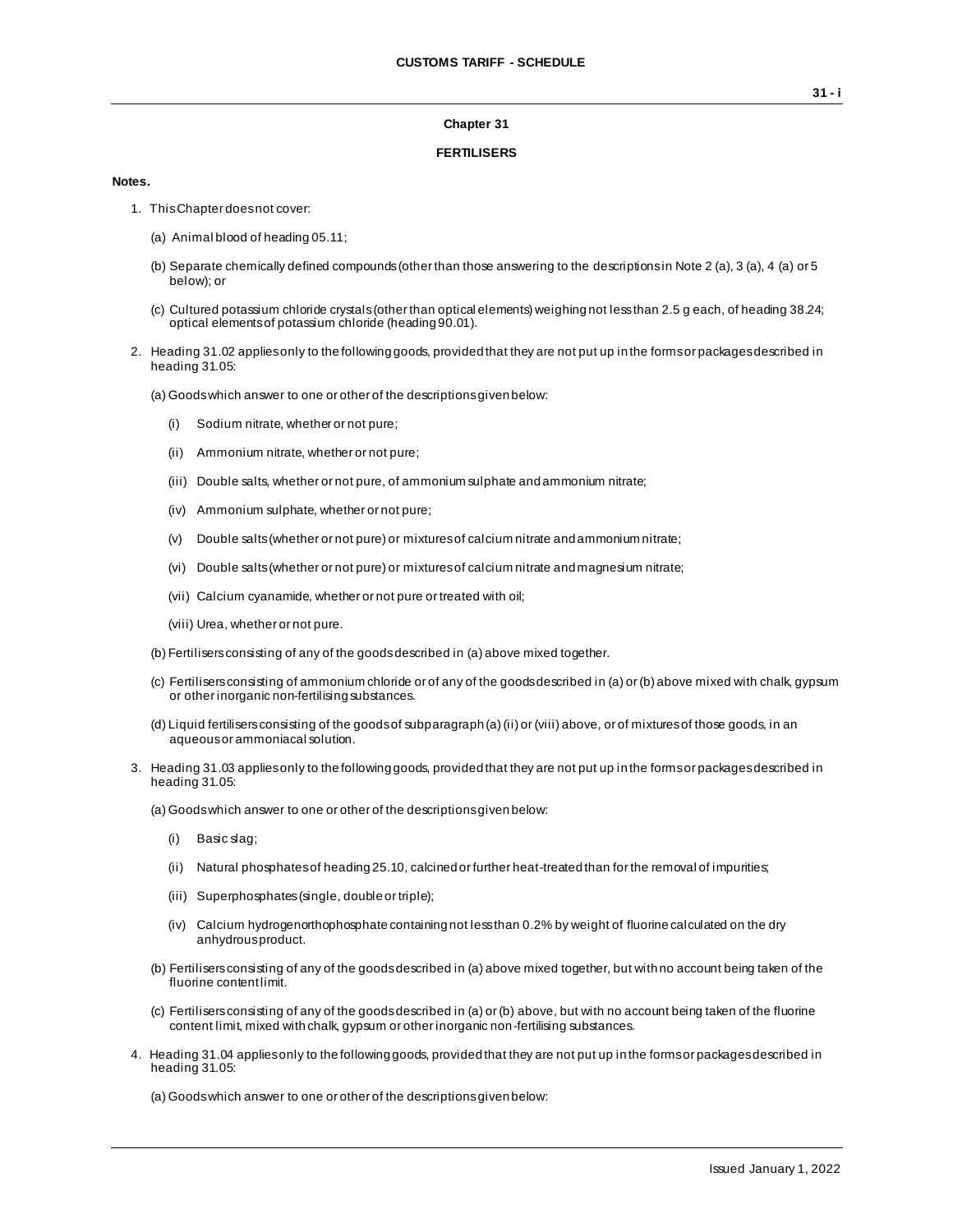## Chapter 31

## FERTILISERS

**Notes.**

1. This Chapter does not cover:

   (a) Animal blood of heading 05.11;

   (b) Separate chemically defined compounds (other than those answering to the descriptions in Note 2 (a), 3 (a), 4 (a) or 5 below); or

   (c) Cultured potassium chloride crystals (other than optical elements) weighing not less than 2.5 g each, of heading 38.24; optical elements of potassium chloride (heading 90.01).

2. Heading 31.02 applies only to the following goods, provided that they are not put up in the forms or packages described in heading 31.05:

   (a) Goods which answer to one or other of the descriptions given below:

      (i) Sodium nitrate, whether or not pure;

      (ii) Ammonium nitrate, whether or not pure;

      (iii) Double salts, whether or not pure, of ammonium sulphate and ammonium nitrate;

      (iv) Ammonium sulphate, whether or not pure;

      (v) Double salts (whether or not pure) or mixtures of calcium nitrate and ammonium nitrate;

      (vi) Double salts (whether or not pure) or mixtures of calcium nitrate and magnesium nitrate;

      (vii) Calcium cyanamide, whether or not pure or treated with oil;

      (viii) Urea, whether or not pure.

   (b) Fertilisers consisting of any of the goods described in (a) above mixed together.

   (c) Fertilisers consisting of ammonium chloride or of any of the goods described in (a) or (b) above mixed with chalk, gypsum or other inorganic non-fertilising substances.

   (d) Liquid fertilisers consisting of the goods of subparagraph (a) (ii) or (viii) above, or of mixtures of those goods, in an aqueous or ammoniacal solution.

3. Heading 31.03 applies only to the following goods, provided that they are not put up in the forms or packages described in heading 31.05:

   (a) Goods which answer to one or other of the descriptions given below:

      (i) Basic slag;

      (ii) Natural phosphates of heading 25.10, calcined or further heat-treated than for the removal of impurities;

      (iii) Superphosphates (single, double or triple);

      (iv) Calcium hydrogenorthophosphate containing not less than 0.2% by weight of fluorine calculated on the dry anhydrous product.

   (b) Fertilisers consisting of any of the goods described in (a) above mixed together, but with no account being taken of the fluorine content limit.

   (c) Fertilisers consisting of any of the goods described in (a) or (b) above, but with no account being taken of the fluorine content limit, mixed with chalk, gypsum or other inorganic non-fertilising substances.

4. Heading 31.04 applies only to the following goods, provided that they are not put up in the forms or packages described in heading 31.05:

   (a) Goods which answer to one or other of the descriptions given below: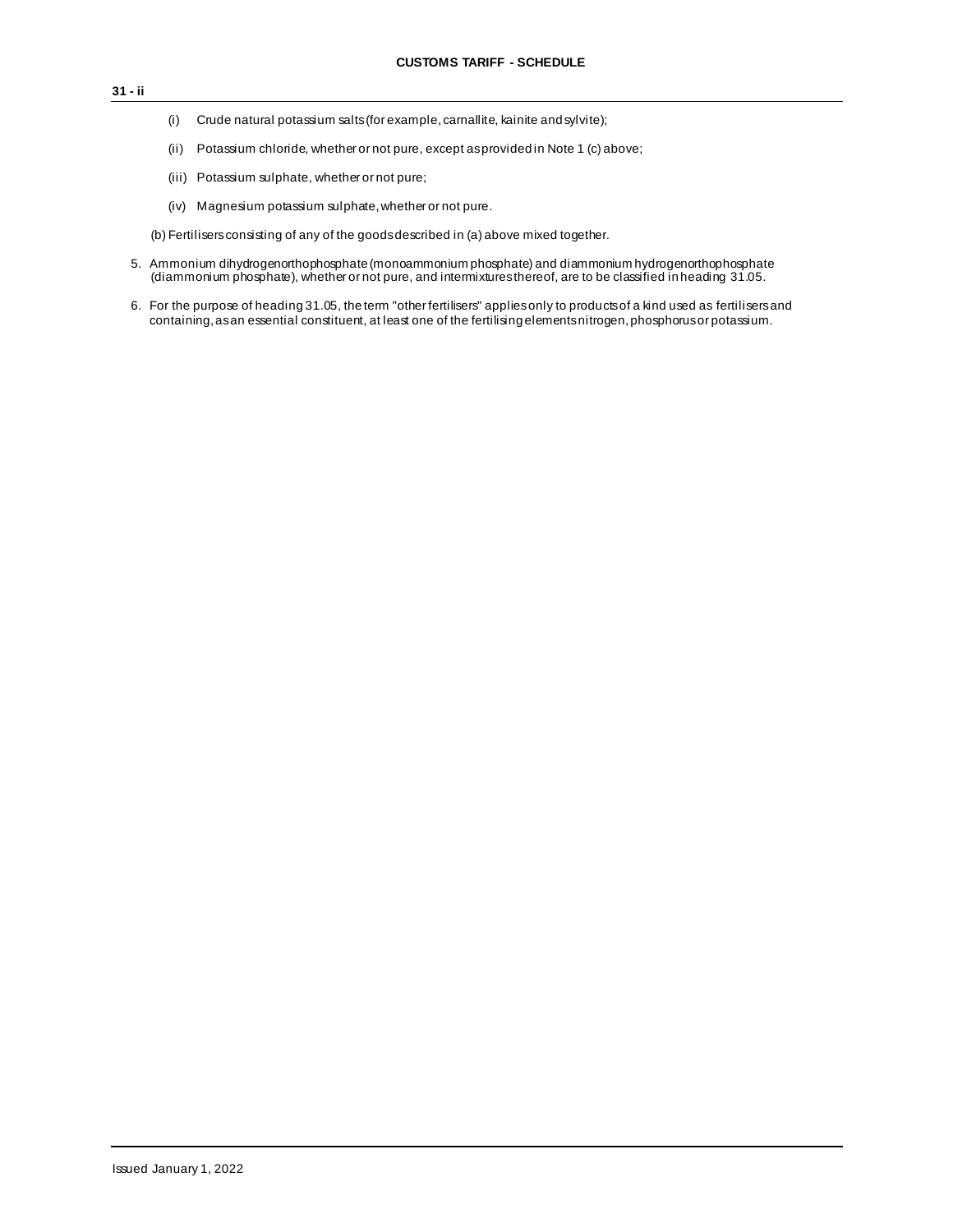(i) Crude natural potassium salts (for example, carnallite, kainite and sylvite);

(ii) Potassium chloride, whether or not pure, except as provided in Note 1 (c) above;

(iii) Potassium sulphate, whether or not pure;

(iv) Magnesium potassium sulphate, whether or not pure.

(b) Fertilisers consisting of any of the goods described in (a) above mixed together.

5. Ammonium dihydrogenorthophosphate (monoammonium phosphate) and diammonium hydrogenorthophosphate (diammonium phosphate), whether or not pure, and intermixtures thereof, are to be classified in heading 31.05.

6. For the purpose of heading 31.05, the term "other fertilisers" applies only to products of a kind used as fertilisers and containing, as an essential constituent, at least one of the fertilising elements nitrogen, phosphorus or potassium.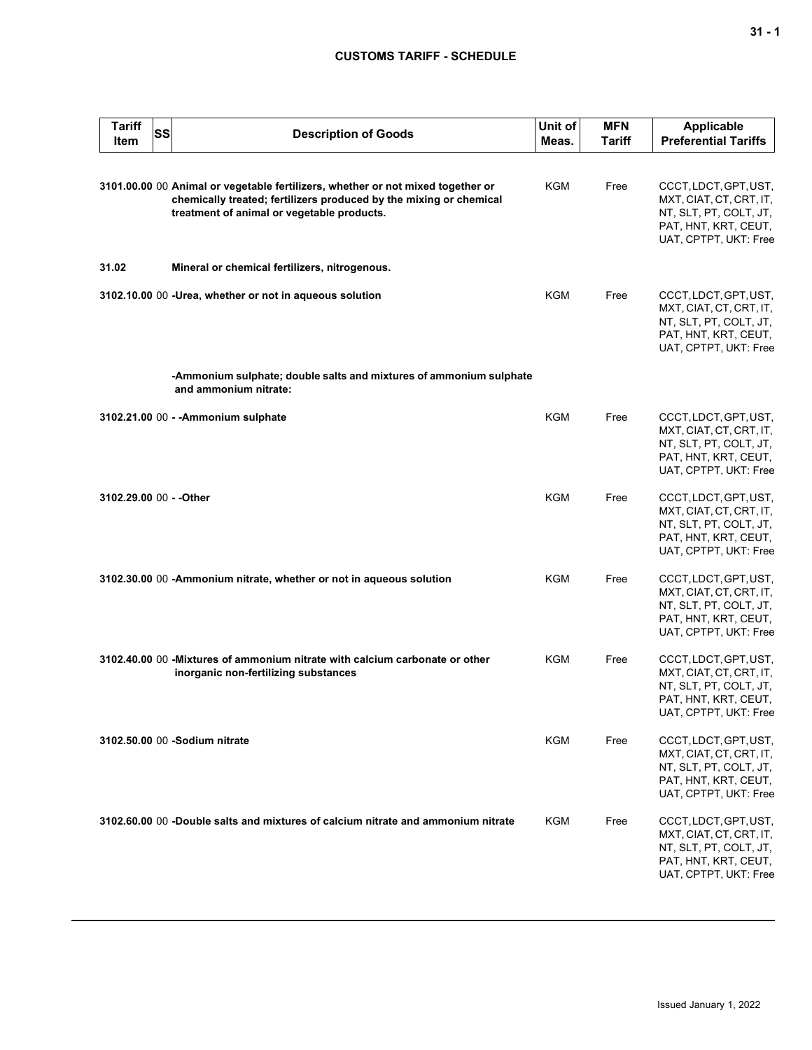| Tariff Item | SS | Description of Goods | Unit of Meas. | MFN Tariff | Applicable Preferential Tariffs |
|---|---|---|---|---|---|
| 3101.00.00 | 00 | **Animal or vegetable fertilizers, whether or not mixed together or chemically treated; fertilizers produced by the mixing or chemical treatment of animal or vegetable products.** | KGM | Free | CCCT, LDCT, GPT, UST, MXT, CIAT, CT, CRT, IT, NT, SLT, PT, COLT, JT, PAT, HNT, KRT, CEUT, UAT, CPTPT, UKT: Free |
| **31.02** | | **Mineral or chemical fertilizers, nitrogenous.** | | | |
| 3102.10.00 | 00 | **-Urea, whether or not in aqueous solution** | KGM | Free | CCCT, LDCT, GPT, UST, MXT, CIAT, CT, CRT, IT, NT, SLT, PT, COLT, JT, PAT, HNT, KRT, CEUT, UAT, CPTPT, UKT: Free |
| | | **-Ammonium sulphate; double salts and mixtures of ammonium sulphate and ammonium nitrate:** | | | |
| 3102.21.00 | 00 | **- -Ammonium sulphate** | KGM | Free | CCCT, LDCT, GPT, UST, MXT, CIAT, CT, CRT, IT, NT, SLT, PT, COLT, JT, PAT, HNT, KRT, CEUT, UAT, CPTPT, UKT: Free |
| 3102.29.00 | 00 | **- -Other** | KGM | Free | CCCT, LDCT, GPT, UST, MXT, CIAT, CT, CRT, IT, NT, SLT, PT, COLT, JT, PAT, HNT, KRT, CEUT, UAT, CPTPT, UKT: Free |
| 3102.30.00 | 00 | **-Ammonium nitrate, whether or not in aqueous solution** | KGM | Free | CCCT, LDCT, GPT, UST, MXT, CIAT, CT, CRT, IT, NT, SLT, PT, COLT, JT, PAT, HNT, KRT, CEUT, UAT, CPTPT, UKT: Free |
| 3102.40.00 | 00 | **-Mixtures of ammonium nitrate with calcium carbonate or other inorganic non-fertilizing substances** | KGM | Free | CCCT, LDCT, GPT, UST, MXT, CIAT, CT, CRT, IT, NT, SLT, PT, COLT, JT, PAT, HNT, KRT, CEUT, UAT, CPTPT, UKT: Free |
| 3102.50.00 | 00 | **-Sodium nitrate** | KGM | Free | CCCT, LDCT, GPT, UST, MXT, CIAT, CT, CRT, IT, NT, SLT, PT, COLT, JT, PAT, HNT, KRT, CEUT, UAT, CPTPT, UKT: Free |
| 3102.60.00 | 00 | **-Double salts and mixtures of calcium nitrate and ammonium nitrate** | KGM | Free | CCCT, LDCT, GPT, UST, MXT, CIAT, CT, CRT, IT, NT, SLT, PT, COLT, JT, PAT, HNT, KRT, CEUT, UAT, CPTPT, UKT: Free |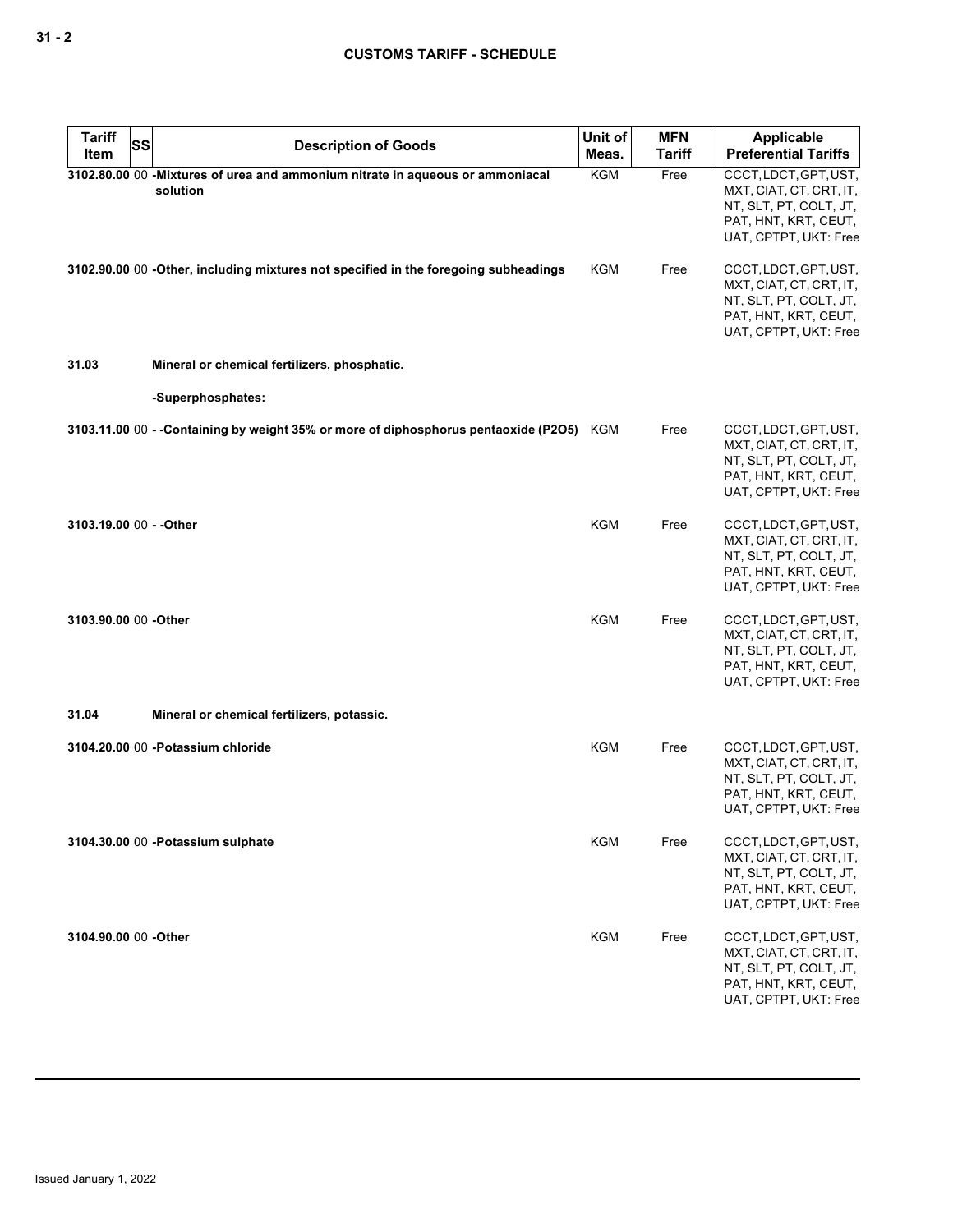| Tariff Item | SS | Description of Goods | Unit of Meas. | MFN Tariff | Applicable Preferential Tariffs |
|---|---|---|---|---|---|
| 3102.80.00 | 00 | -Mixtures of urea and ammonium nitrate in aqueous or ammoniacal solution | KGM | Free | CCCT, LDCT, GPT, UST, MXT, CIAT, CT, CRT, IT, NT, SLT, PT, COLT, JT, PAT, HNT, KRT, CEUT, UAT, CPTPT, UKT: Free |
| 3102.90.00 | 00 | -Other, including mixtures not specified in the foregoing subheadings | KGM | Free | CCCT, LDCT, GPT, UST, MXT, CIAT, CT, CRT, IT, NT, SLT, PT, COLT, JT, PAT, HNT, KRT, CEUT, UAT, CPTPT, UKT: Free |
| 31.03 | | Mineral or chemical fertilizers, phosphatic. | | | |
| | | -Superphosphates: | | | |
| 3103.11.00 | 00 | - -Containing by weight 35% or more of diphosphorus pentaoxide ($P_2O_5$) | KGM | Free | CCCT, LDCT, GPT, UST, MXT, CIAT, CT, CRT, IT, NT, SLT, PT, COLT, JT, PAT, HNT, KRT, CEUT, UAT, CPTPT, UKT: Free |
| 3103.19.00 | 00 | - -Other | KGM | Free | CCCT, LDCT, GPT, UST, MXT, CIAT, CT, CRT, IT, NT, SLT, PT, COLT, JT, PAT, HNT, KRT, CEUT, UAT, CPTPT, UKT: Free |
| 3103.90.00 | 00 | -Other | KGM | Free | CCCT, LDCT, GPT, UST, MXT, CIAT, CT, CRT, IT, NT, SLT, PT, COLT, JT, PAT, HNT, KRT, CEUT, UAT, CPTPT, UKT: Free |
| 31.04 | | Mineral or chemical fertilizers, potassic. | | | |
| 3104.20.00 | 00 | -Potassium chloride | KGM | Free | CCCT, LDCT, GPT, UST, MXT, CIAT, CT, CRT, IT, NT, SLT, PT, COLT, JT, PAT, HNT, KRT, CEUT, UAT, CPTPT, UKT: Free |
| 3104.30.00 | 00 | -Potassium sulphate | KGM | Free | CCCT, LDCT, GPT, UST, MXT, CIAT, CT, CRT, IT, NT, SLT, PT, COLT, JT, PAT, HNT, KRT, CEUT, UAT, CPTPT, UKT: Free |
| 3104.90.00 | 00 | -Other | KGM | Free | CCCT, LDCT, GPT, UST, MXT, CIAT, CT, CRT, IT, NT, SLT, PT, COLT, JT, PAT, HNT, KRT, CEUT, UAT, CPTPT, UKT: Free |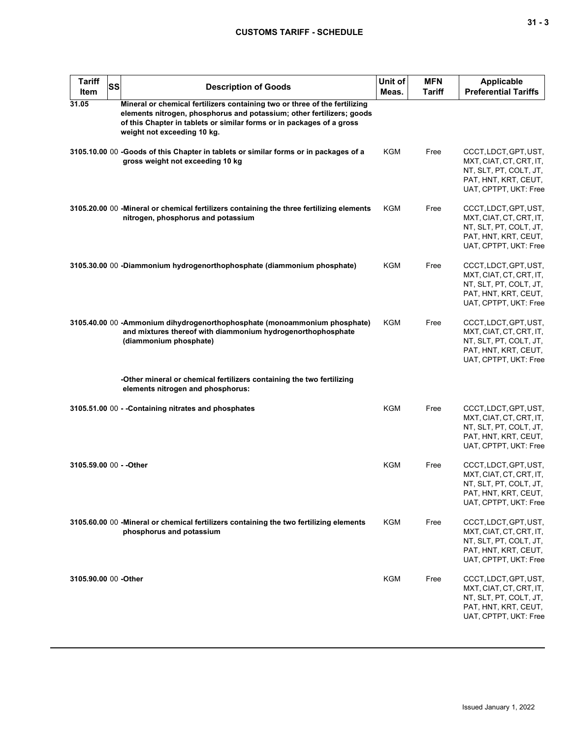| Tariff Item | SS | Description of Goods | Unit of Meas. | MFN Tariff | Applicable Preferential Tariffs |
|---|---|---|---|---|---|
| 31.05 | | **Mineral or chemical fertilizers containing two or three of the fertilizing elements nitrogen, phosphorus and potassium; other fertilizers; goods of this Chapter in tablets or similar forms or in packages of a gross weight not exceeding 10 kg.** | | | |
| 3105.10.00 | 00 | **-Goods of this Chapter in tablets or similar forms or in packages of a gross weight not exceeding 10 kg** | KGM | Free | CCCT, LDCT, GPT, UST, MXT, CIAT, CT, CRT, IT, NT, SLT, PT, COLT, JT, PAT, HNT, KRT, CEUT, UAT, CPTPT, UKT: Free |
| 3105.20.00 | 00 | **-Mineral or chemical fertilizers containing the three fertilizing elements nitrogen, phosphorus and potassium** | KGM | Free | CCCT, LDCT, GPT, UST, MXT, CIAT, CT, CRT, IT, NT, SLT, PT, COLT, JT, PAT, HNT, KRT, CEUT, UAT, CPTPT, UKT: Free |
| 3105.30.00 | 00 | **-Diammonium hydrogenorthophosphate (diammonium phosphate)** | KGM | Free | CCCT, LDCT, GPT, UST, MXT, CIAT, CT, CRT, IT, NT, SLT, PT, COLT, JT, PAT, HNT, KRT, CEUT, UAT, CPTPT, UKT: Free |
| 3105.40.00 | 00 | **-Ammonium dihydrogenorthophosphate (monoammonium phosphate) and mixtures thereof with diammonium hydrogenorthophosphate (diammonium phosphate)** | KGM | Free | CCCT, LDCT, GPT, UST, MXT, CIAT, CT, CRT, IT, NT, SLT, PT, COLT, JT, PAT, HNT, KRT, CEUT, UAT, CPTPT, UKT: Free |
| | | **-Other mineral or chemical fertilizers containing the two fertilizing elements nitrogen and phosphorus:** | | | |
| 3105.51.00 | 00 | **- -Containing nitrates and phosphates** | KGM | Free | CCCT, LDCT, GPT, UST, MXT, CIAT, CT, CRT, IT, NT, SLT, PT, COLT, JT, PAT, HNT, KRT, CEUT, UAT, CPTPT, UKT: Free |
| 3105.59.00 | 00 | **- -Other** | KGM | Free | CCCT, LDCT, GPT, UST, MXT, CIAT, CT, CRT, IT, NT, SLT, PT, COLT, JT, PAT, HNT, KRT, CEUT, UAT, CPTPT, UKT: Free |
| 3105.60.00 | 00 | **-Mineral or chemical fertilizers containing the two fertilizing elements phosphorus and potassium** | KGM | Free | CCCT, LDCT, GPT, UST, MXT, CIAT, CT, CRT, IT, NT, SLT, PT, COLT, JT, PAT, HNT, KRT, CEUT, UAT, CPTPT, UKT: Free |
| 3105.90.00 | 00 | **-Other** | KGM | Free | CCCT, LDCT, GPT, UST, MXT, CIAT, CT, CRT, IT, NT, SLT, PT, COLT, JT, PAT, HNT, KRT, CEUT, UAT, CPTPT, UKT: Free |